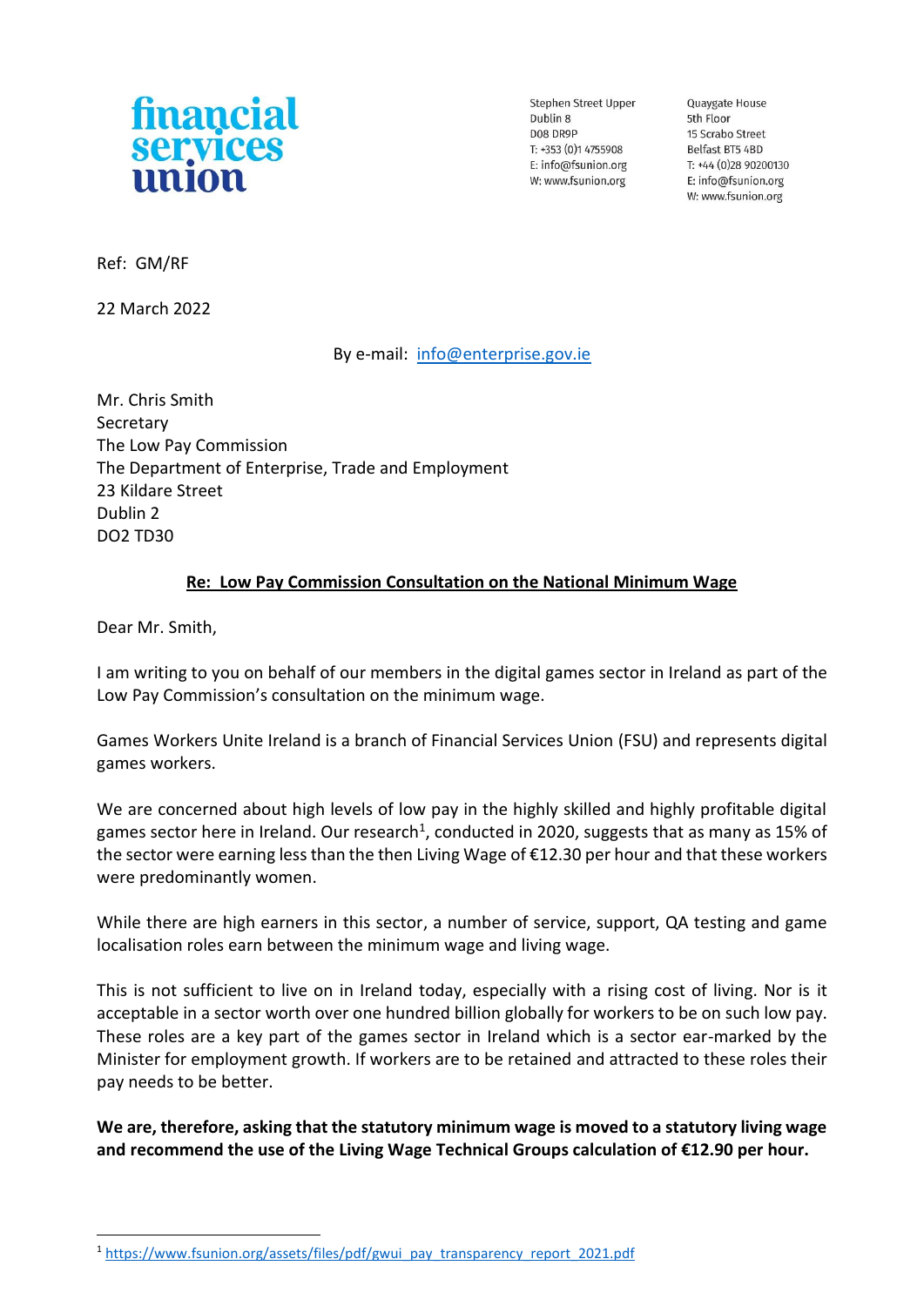financial services union

Stephen Street Upper
Dublin 8
D08 DR9P
T: +353 (0)1 4755908
E: info@fsunion.org
W: www.fsunion.org

Quaygate House
5th Floor
15 Scrabo Street
Belfast BT5 4BD
T: +44 (0)28 90200130
E: info@fsunion.org
W: www.fsunion.org

Ref: GM/RF

22 March 2022

By e-mail: info@enterprise.gov.ie

Mr. Chris Smith
Secretary
The Low Pay Commission
The Department of Enterprise, Trade and Employment
23 Kildare Street
Dublin 2
DO2 TD30

**Re: Low Pay Commission Consultation on the National Minimum Wage**

Dear Mr. Smith,

I am writing to you on behalf of our members in the digital games sector in Ireland as part of the Low Pay Commission's consultation on the minimum wage.

Games Workers Unite Ireland is a branch of Financial Services Union (FSU) and represents digital games workers.

We are concerned about high levels of low pay in the highly skilled and highly profitable digital games sector here in Ireland. Our research[1], conducted in 2020, suggests that as many as 15% of the sector were earning less than the then Living Wage of €12.30 per hour and that these workers were predominantly women.

While there are high earners in this sector, a number of service, support, QA testing and game localisation roles earn between the minimum wage and living wage.

This is not sufficient to live on in Ireland today, especially with a rising cost of living. Nor is it acceptable in a sector worth over one hundred billion globally for workers to be on such low pay. These roles are a key part of the games sector in Ireland which is a sector ear-marked by the Minister for employment growth. If workers are to be retained and attracted to these roles their pay needs to be better.

**We are, therefore, asking that the statutory minimum wage is moved to a statutory living wage and recommend the use of the Living Wage Technical Groups calculation of €12.90 per hour.**

[1] https://www.fsunion.org/assets/files/pdf/gwui_pay_transparency_report_2021.pdf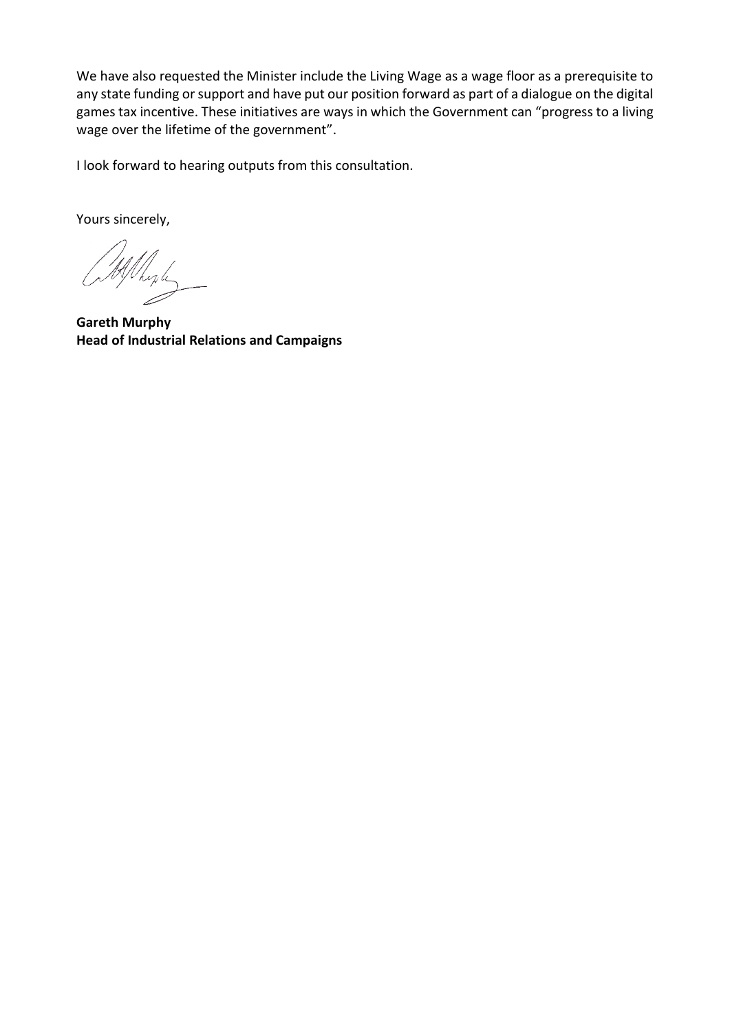We have also requested the Minister include the Living Wage as a wage floor as a prerequisite to any state funding or support and have put our position forward as part of a dialogue on the digital games tax incentive. These initiatives are ways in which the Government can "progress to a living wage over the lifetime of the government".

I look forward to hearing outputs from this consultation.

Yours sincerely,

**Gareth Murphy**
**Head of Industrial Relations and Campaigns**